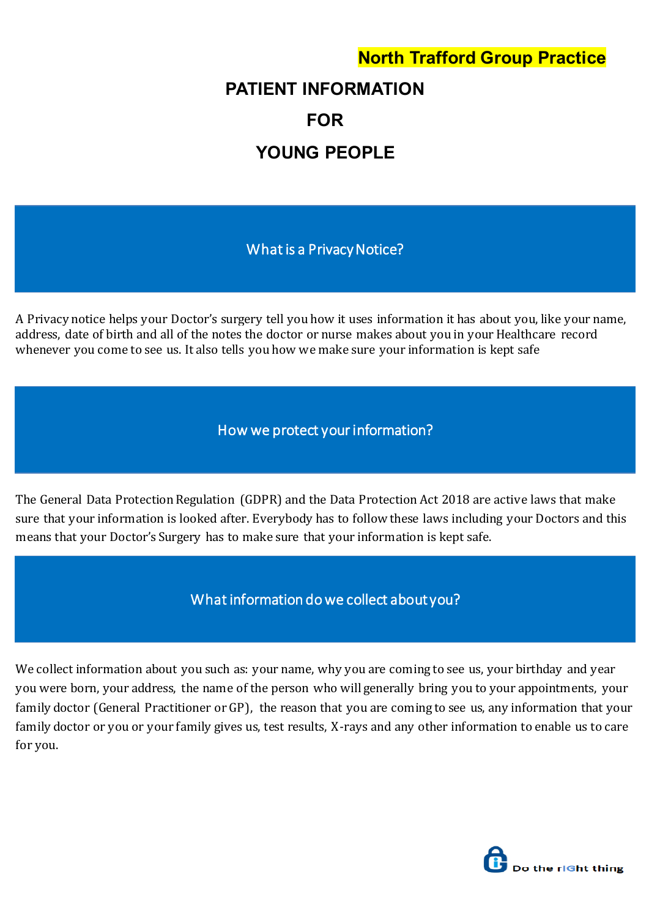**North Trafford Group Practice**

# PATIENT INFORMATION
# FOR
# YOUNG PEOPLE

## What is a Privacy Notice?

A Privacy notice helps your Doctor's surgery tell you how it uses information it has about you, like your name, address, date of birth and all of the notes the doctor or nurse makes about you in your Healthcare record whenever you come to see us. It also tells you how we make sure your information is kept safe

## How we protect your information?

The General Data Protection Regulation (GDPR) and the Data Protection Act 2018 are active laws that make sure that your information is looked after. Everybody has to follow these laws including your Doctors and this means that your Doctor's Surgery has to make sure that your information is kept safe.

## What information do we collect about you?

We collect information about you such as: your name, why you are coming to see us, your birthday and year you were born, your address, the name of the person who will generally bring you to your appointments, your family doctor (General Practitioner or GP), the reason that you are coming to see us, any information that your family doctor or you or your family gives us, test results, X-rays and any other information to enable us to care for you.

Do the rIGht thing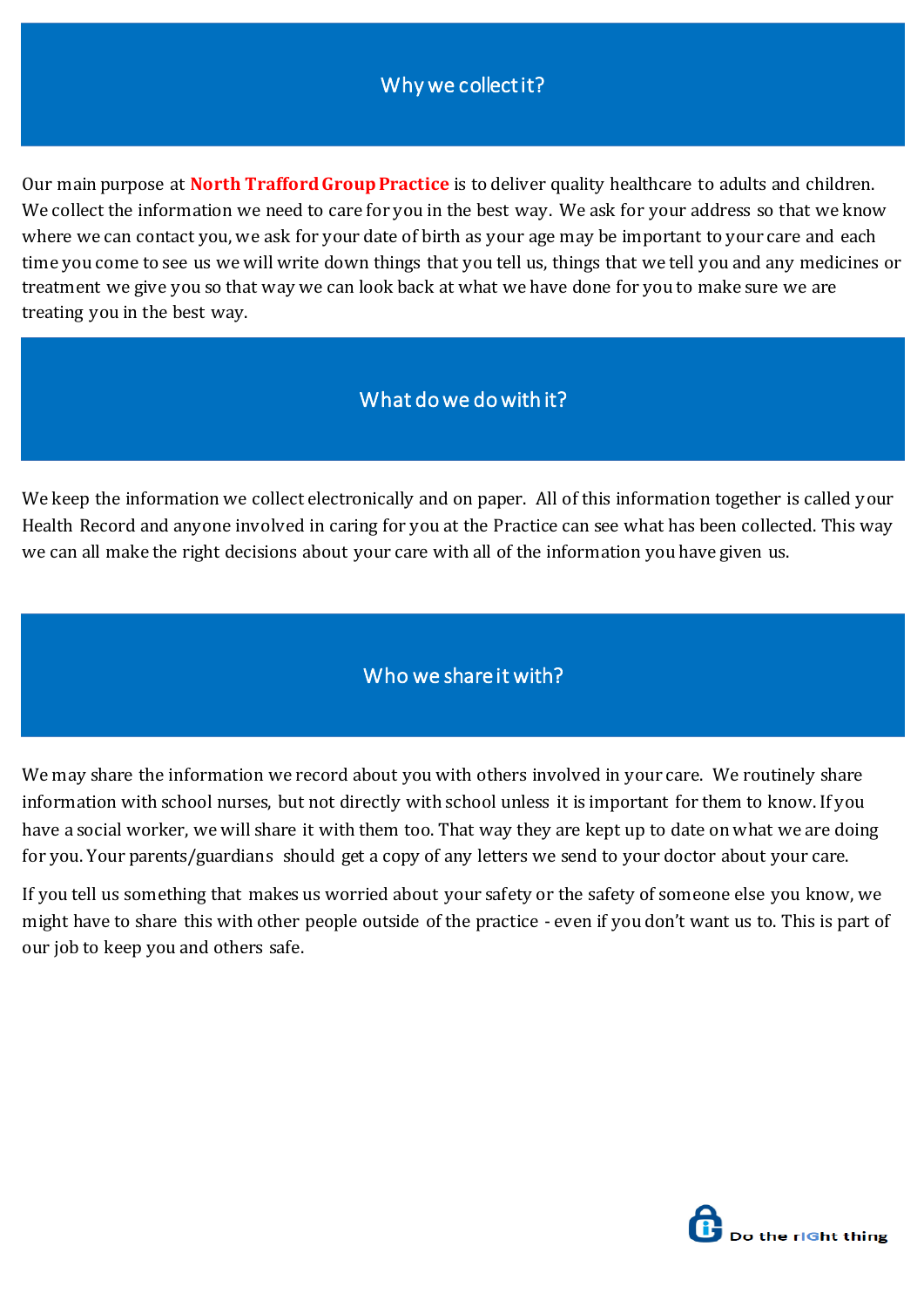## Why we collect it?

Our main purpose at **North Trafford Group Practice** is to deliver quality healthcare to adults and children. We collect the information we need to care for you in the best way. We ask for your address so that we know where we can contact you, we ask for your date of birth as your age may be important to your care and each time you come to see us we will write down things that you tell us, things that we tell you and any medicines or treatment we give you so that way we can look back at what we have done for you to make sure we are treating you in the best way.

## What do we do with it?

We keep the information we collect electronically and on paper. All of this information together is called your Health Record and anyone involved in caring for you at the Practice can see what has been collected. This way we can all make the right decisions about your care with all of the information you have given us.

## Who we share it with?

We may share the information we record about you with others involved in your care. We routinely share information with school nurses, but not directly with school unless it is important for them to know. If you have a social worker, we will share it with them too. That way they are kept up to date on what we are doing for you. Your parents/guardians should get a copy of any letters we send to your doctor about your care.

If you tell us something that makes us worried about your safety or the safety of someone else you know, we might have to share this with other people outside of the practice - even if you don't want us to. This is part of our job to keep you and others safe.

Do the rIGht thing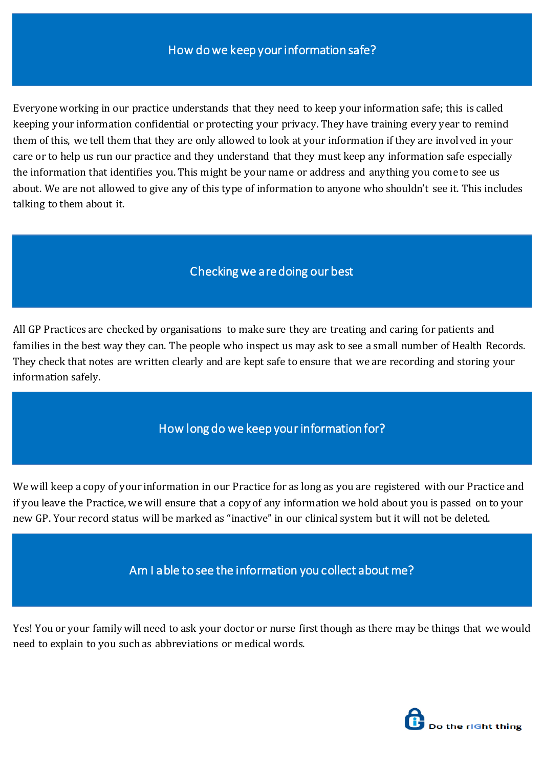## How do we keep your information safe?

Everyone working in our practice understands that they need to keep your information safe; this is called keeping your information confidential or protecting your privacy. They have training every year to remind them of this, we tell them that they are only allowed to look at your information if they are involved in your care or to help us run our practice and they understand that they must keep any information safe especially the information that identifies you. This might be your name or address and anything you come to see us about. We are not allowed to give any of this type of information to anyone who shouldn't see it. This includes talking to them about it.

## Checking we are doing our best

All GP Practices are checked by organisations to make sure they are treating and caring for patients and families in the best way they can. The people who inspect us may ask to see a small number of Health Records. They check that notes are written clearly and are kept safe to ensure that we are recording and storing your information safely.

## How long do we keep your information for?

We will keep a copy of your information in our Practice for as long as you are registered with our Practice and if you leave the Practice, we will ensure that a copy of any information we hold about you is passed on to your new GP. Your record status will be marked as "inactive" in our clinical system but it will not be deleted.

## Am I able to see the information you collect about me?

Yes! You or your family will need to ask your doctor or nurse first though as there may be things that we would need to explain to you such as abbreviations or medical words.

Do the rIGht thing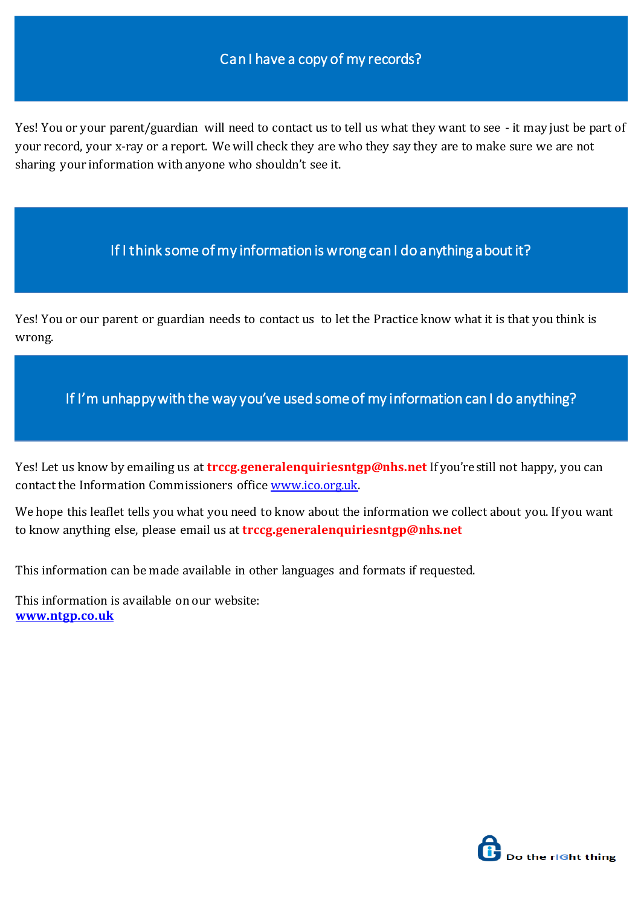## Can I have a copy of my records?

Yes! You or your parent/guardian will need to contact us to tell us what they want to see - it may just be part of your record, your x-ray or a report. We will check they are who they say they are to make sure we are not sharing your information with anyone who shouldn't see it.

## If I think some of my information is wrong can I do anything about it?

Yes! You or our parent or guardian needs to contact us to let the Practice know what it is that you think is wrong.

## If I'm unhappy with the way you've used some of my information can I do anything?

Yes! Let us know by emailing us at **trccg.generalenquiriesntgp@nhs.net** If you're still not happy, you can contact the Information Commissioners office [www.ico.org.uk](http://www.ico.org.uk).

We hope this leaflet tells you what you need to know about the information we collect about you. If you want to know anything else, please email us at **trccg.generalenquiriesntgp@nhs.net**

This information can be made available in other languages and formats if requested.

This information is available on our website:
**[www.ntgp.co.uk](http://www.ntgp.co.uk)**

Do the rIGht thing